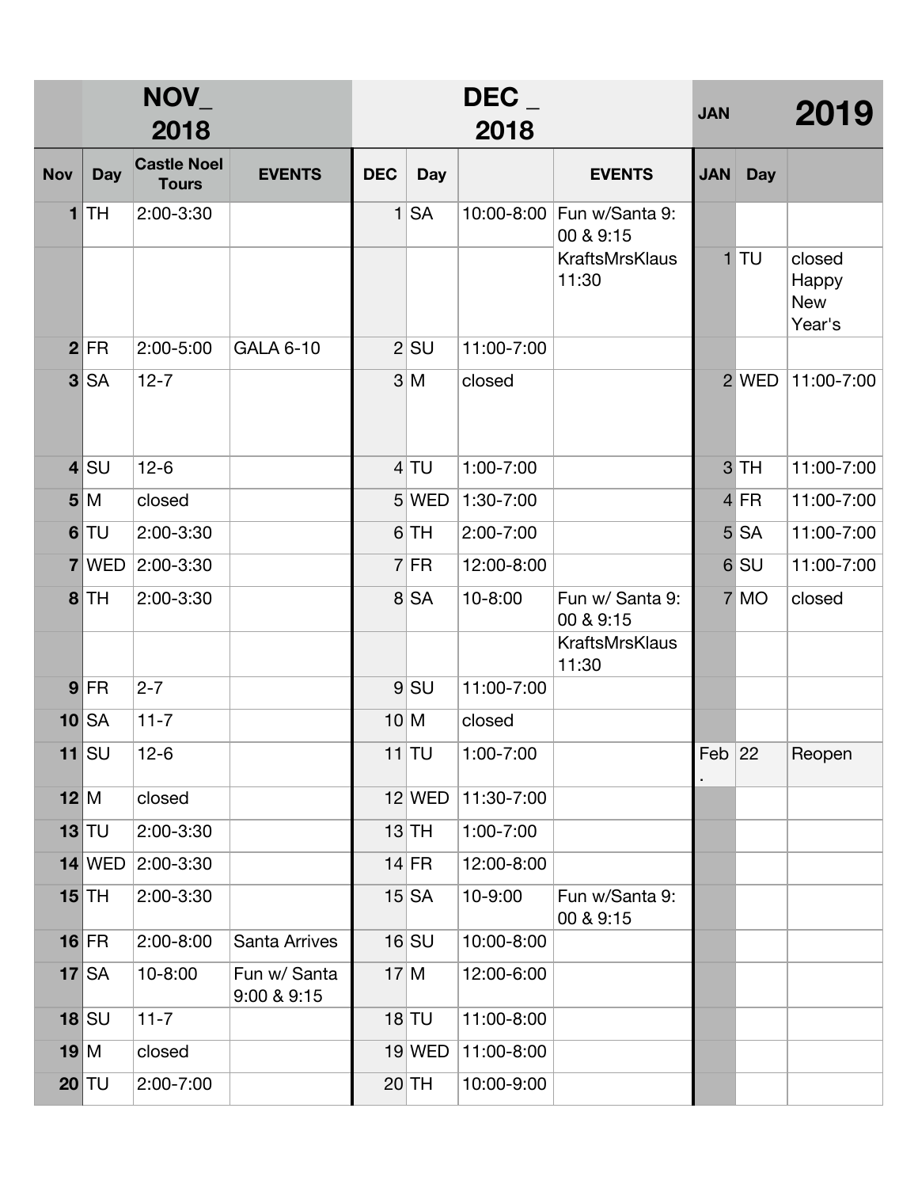| | NOV_ 2018 | | | DEC _ 2018 | | | | JAN | | 2019 |
|---|---|---|---|---|---|---|---|---|---|---|
| **Nov** | **Day** | **Castle Noel Tours** | **EVENTS** | **DEC** | **Day** | | **EVENTS** | **JAN** | **Day** | |
| **1** | TH | 2:00-3:30 | | 1 | SA | 10:00-8:00 | Fun w/Santa 9:00 & 9:15 | | | |
| | | | | | | | KraftsMrsKlaus 11:30 | 1 | TU | closed Happy New Year's |
| **2** | FR | 2:00-5:00 | GALA 6-10 | 2 | SU | 11:00-7:00 | | | | |
| **3** | SA | 12-7 | | 3 | M | closed | | 2 | WED | 11:00-7:00 |
| **4** | SU | 12-6 | | 4 | TU | 1:00-7:00 | | 3 | TH | 11:00-7:00 |
| **5** | M | closed | | 5 | WED | 1:30-7:00 | | 4 | FR | 11:00-7:00 |
| **6** | TU | 2:00-3:30 | | 6 | TH | 2:00-7:00 | | 5 | SA | 11:00-7:00 |
| **7** | WED | 2:00-3:30 | | 7 | FR | 12:00-8:00 | | 6 | SU | 11:00-7:00 |
| **8** | TH | 2:00-3:30 | | 8 | SA | 10-8:00 | Fun w/ Santa 9:00 & 9:15 | 7 | MO | closed |
| | | | | | | | KraftsMrsKlaus 11:30 | | | |
| **9** | FR | 2-7 | | 9 | SU | 11:00-7:00 | | | | |
| **10** | SA | 11-7 | | 10 | M | closed | | | | |
| **11** | SU | 12-6 | | 11 | TU | 1:00-7:00 | | Feb. | 22 | Reopen |
| **12** | M | closed | | 12 | WED | 11:30-7:00 | | | | |
| **13** | TU | 2:00-3:30 | | 13 | TH | 1:00-7:00 | | | | |
| **14** | WED | 2:00-3:30 | | 14 | FR | 12:00-8:00 | | | | |
| **15** | TH | 2:00-3:30 | | 15 | SA | 10-9:00 | Fun w/Santa 9:00 & 9:15 | | | |
| **16** | FR | 2:00-8:00 | Santa Arrives | 16 | SU | 10:00-8:00 | | | | |
| **17** | SA | 10-8:00 | Fun w/ Santa 9:00 & 9:15 | 17 | M | 12:00-6:00 | | | | |
| **18** | SU | 11-7 | | 18 | TU | 11:00-8:00 | | | | |
| **19** | M | closed | | 19 | WED | 11:00-8:00 | | | | |
| **20** | TU | 2:00-7:00 | | 20 | TH | 10:00-9:00 | | | | |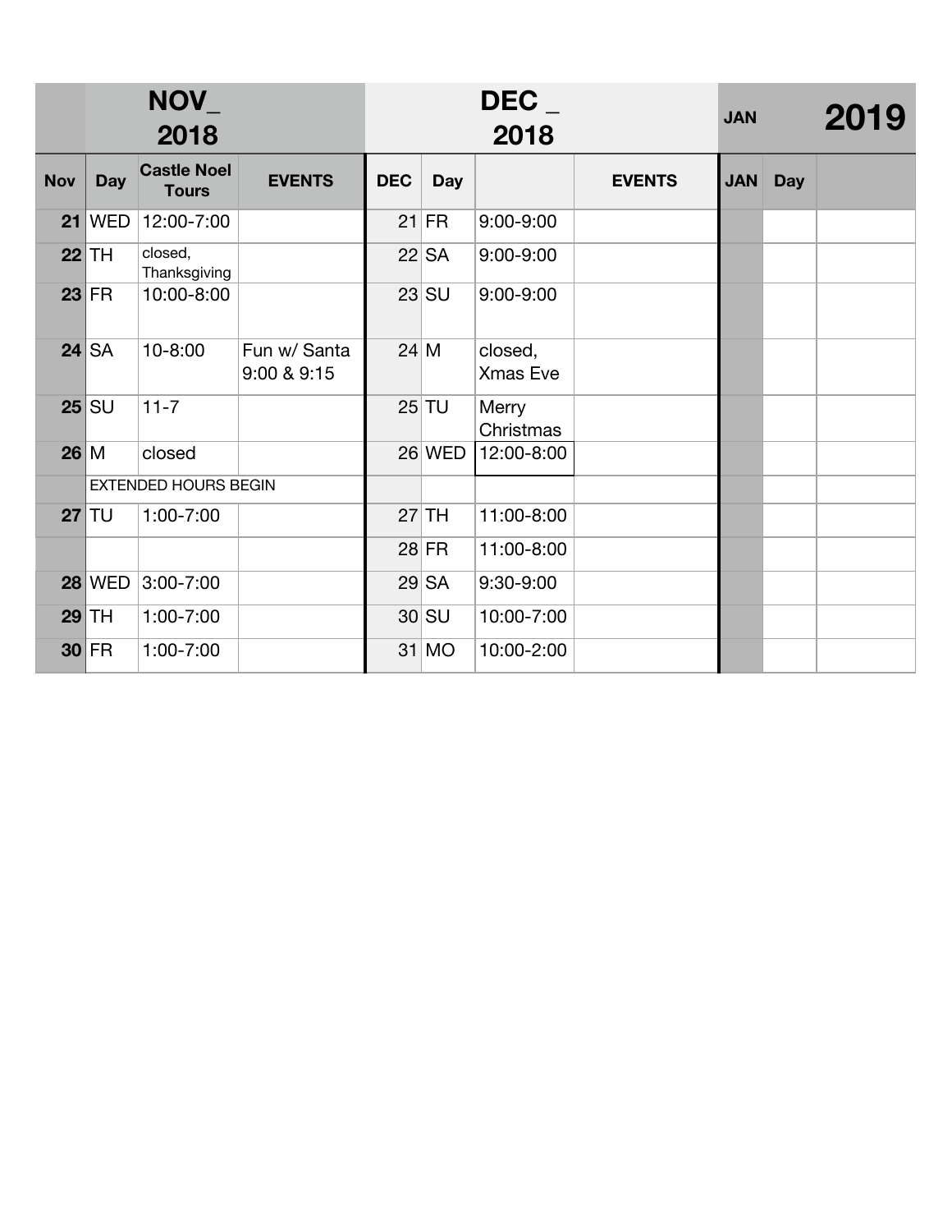| | NOV_ 2018 | | | DEC _ 2018 | | | | JAN | | 2019 |
|---|---|---|---|---|---|---|---|---|---|---|
| **Nov** | **Day** | **Castle Noel Tours** | **EVENTS** | **DEC** | **Day** | | **EVENTS** | **JAN** | **Day** | |
| **21** | WED | 12:00-7:00 | | 21 | FR | 9:00-9:00 | | | | |
| **22** | TH | closed, Thanksgiving | | 22 | SA | 9:00-9:00 | | | | |
| **23** | FR | 10:00-8:00 | | 23 | SU | 9:00-9:00 | | | | |
| **24** | SA | 10-8:00 | Fun w/ Santa 9:00 & 9:15 | 24 | M | closed, Xmas Eve | | | | |
| **25** | SU | 11-7 | | 25 | TU | Merry Christmas | | | | |
| **26** | M | closed | | 26 | WED | 12:00-8:00 | | | | |
| | EXTENDED HOURS BEGIN | | | | | | | | | |
| **27** | TU | 1:00-7:00 | | 27 | TH | 11:00-8:00 | | | | |
| | | | | 28 | FR | 11:00-8:00 | | | | |
| **28** | WED | 3:00-7:00 | | 29 | SA | 9:30-9:00 | | | | |
| **29** | TH | 1:00-7:00 | | 30 | SU | 10:00-7:00 | | | | |
| **30** | FR | 1:00-7:00 | | 31 | MO | 10:00-2:00 | | | | |